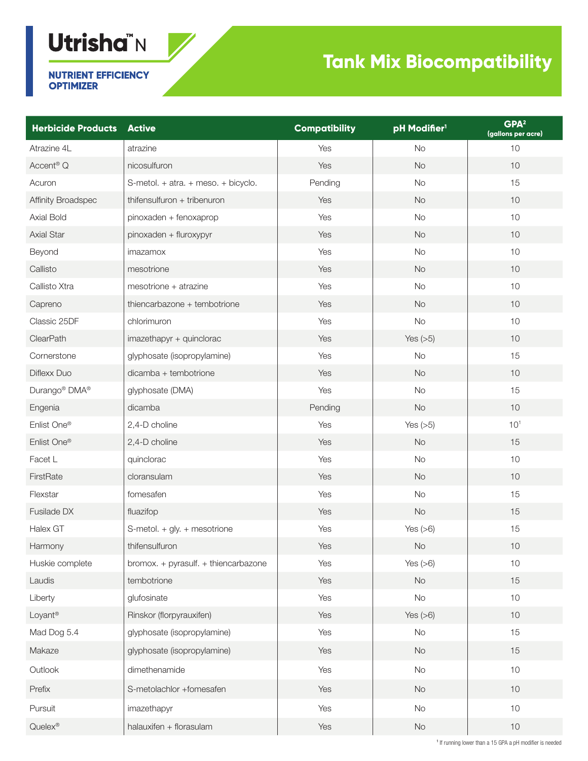# Utrisha™ N

**NUTRIENT EFFICIENCY OPTIMIZER**

## Tank Mix Biocompatibility

| Herbicide Products | Active | Compatibility | pH Modifier[1] | GPA[2] (gallons per acre) |
|---|---|---|---|---|
| Atrazine 4L | atrazine | Yes | No | 10 |
| Accent® Q | nicosulfuron | Yes | No | 10 |
| Acuron | S-metol. + atra. + meso. + bicyclo. | Pending | No | 15 |
| Affinity Broadspec | thifensulfuron + tribenuron | Yes | No | 10 |
| Axial Bold | pinoxaden + fenoxaprop | Yes | No | 10 |
| Axial Star | pinoxaden + fluroxypyr | Yes | No | 10 |
| Beyond | imazamox | Yes | No | 10 |
| Callisto | mesotrione | Yes | No | 10 |
| Callisto Xtra | mesotrione + atrazine | Yes | No | 10 |
| Capreno | thiencarbazone + tembotrione | Yes | No | 10 |
| Classic 25DF | chlorimuron | Yes | No | 10 |
| ClearPath | imazethapyr + quinclorac | Yes | Yes (>5) | 10 |
| Cornerstone | glyphosate (isopropylamine) | Yes | No | 15 |
| Diflexx Duo | dicamba + tembotrione | Yes | No | 10 |
| Durango® DMA® | glyphosate (DMA) | Yes | No | 15 |
| Engenia | dicamba | Pending | No | 10 |
| Enlist One® | 2,4-D choline | Yes | Yes (>5) | 10[1] |
| Enlist One® | 2,4-D choline | Yes | No | 15 |
| Facet L | quinclorac | Yes | No | 10 |
| FirstRate | cloransulam | Yes | No | 10 |
| Flexstar | fomesafen | Yes | No | 15 |
| Fusilade DX | fluazifop | Yes | No | 15 |
| Halex GT | S-metol. + gly. + mesotrione | Yes | Yes (>6) | 15 |
| Harmony | thifensulfuron | Yes | No | 10 |
| Huskie complete | bromox. + pyrasulf. + thiencarbazone | Yes | Yes (>6) | 10 |
| Laudis | tembotrione | Yes | No | 15 |
| Liberty | glufosinate | Yes | No | 10 |
| Loyant® | Rinskor (florpyrauxifen) | Yes | Yes (>6) | 10 |
| Mad Dog 5.4 | glyphosate (isopropylamine) | Yes | No | 15 |
| Makaze | glyphosate (isopropylamine) | Yes | No | 15 |
| Outlook | dimethenamide | Yes | No | 10 |
| Prefix | S-metolachlor +fomesafen | Yes | No | 10 |
| Pursuit | imazethapyr | Yes | No | 10 |
| Quelex® | halauxifen + florasulam | Yes | No | 10 |

[1] If running lower than a 15 GPA a pH modifier is needed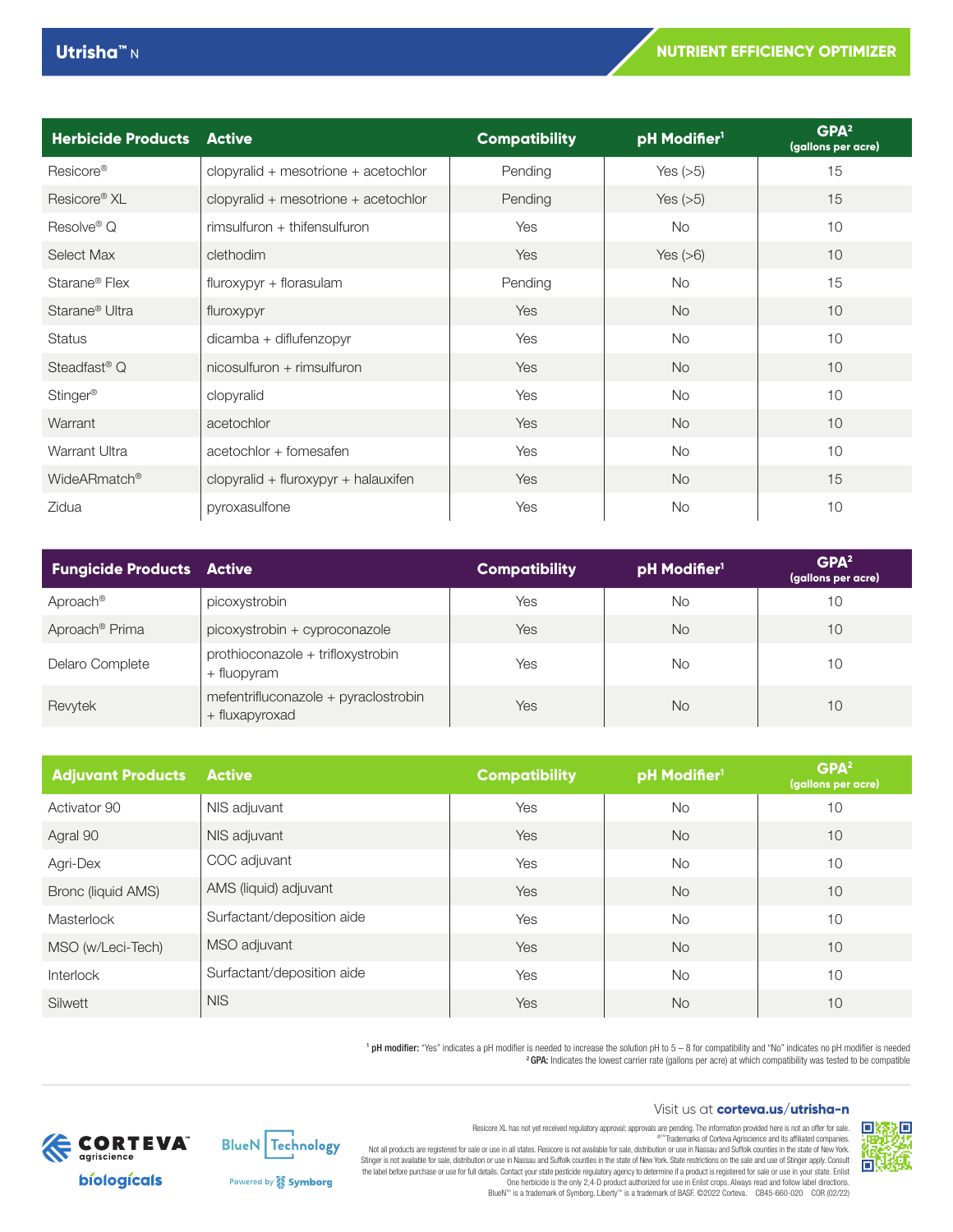# Utrisha™ N

## NUTRIENT EFFICIENCY OPTIMIZER

| Herbicide Products | Active | Compatibility | pH Modifier[1] | GPA[2] (gallons per acre) |
|---|---|---|---|---|
| Resicore® | clopyralid + mesotrione + acetochlor | Pending | Yes (>5) | 15 |
| Resicore® XL | clopyralid + mesotrione + acetochlor | Pending | Yes (>5) | 15 |
| Resolve® Q | rimsulfuron + thifensulfuron | Yes | No | 10 |
| Select Max | clethodim | Yes | Yes (>6) | 10 |
| Starane® Flex | fluroxypyr + florasulam | Pending | No | 15 |
| Starane® Ultra | fluroxypyr | Yes | No | 10 |
| Status | dicamba + diflufenzopyr | Yes | No | 10 |
| Steadfast® Q | nicosulfuron + rimsulfuron | Yes | No | 10 |
| Stinger® | clopyralid | Yes | No | 10 |
| Warrant | acetochlor | Yes | No | 10 |
| Warrant Ultra | acetochlor + fomesafen | Yes | No | 10 |
| WideARmatch® | clopyralid + fluroxypyr + halauxifen | Yes | No | 15 |
| Zidua | pyroxasulfone | Yes | No | 10 |

| Fungicide Products | Active | Compatibility | pH Modifier[1] | GPA[2] (gallons per acre) |
|---|---|---|---|---|
| Aproach® | picoxystrobin | Yes | No | 10 |
| Aproach® Prima | picoxystrobin + cyproconazole | Yes | No | 10 |
| Delaro Complete | prothioconazole + trifloxystrobin + fluopyram | Yes | No | 10 |
| Revytek | mefentrifluconazole + pyraclostrobin + fluxapyroxad | Yes | No | 10 |

| Adjuvant Products | Active | Compatibility | pH Modifier[1] | GPA[2] (gallons per acre) |
|---|---|---|---|---|
| Activator 90 | NIS adjuvant | Yes | No | 10 |
| Agral 90 | NIS adjuvant | Yes | No | 10 |
| Agri-Dex | COC adjuvant | Yes | No | 10 |
| Bronc (liquid AMS) | AMS (liquid) adjuvant | Yes | No | 10 |
| Masterlock | Surfactant/deposition aide | Yes | No | 10 |
| MSO (w/Leci-Tech) | MSO adjuvant | Yes | No | 10 |
| Interlock | Surfactant/deposition aide | Yes | No | 10 |
| Silwett | NIS | Yes | No | 10 |

[1] **pH modifier:** "Yes" indicates a pH modifier is needed to increase the solution pH to 5 – 8 for compatibility and "No" indicates no pH modifier is needed
[2] **GPA:** Indicates the lowest carrier rate (gallons per acre) at which compatibility was tested to be compatible

CORTEVA agriscience biologicals

BlueN Technology Powered by Symborg

Visit us at **corteva.us/utrisha-n**

Resicore XL has not yet received regulatory approval; approvals are pending. The information provided here is not an offer for sale. ®™Trademarks of Corteva Agriscience and its affiliated companies. Not all products are registered for sale or use in all states. Resicore is not available for sale, distribution or use in Nassau and Suffolk counties in the state of New York. Stinger is not available for sale, distribution or use in Nassau and Suffolk counties in the state of New York. State restrictions on the sale and use of Stinger apply. Consult the label before purchase or use for full details. Contact your state pesticide regulatory agency to determine if a product is registered for sale or use in your state. Enlist One herbicide is the only 2,4-D product authorized for use in Enlist crops. Always read and follow label directions. BlueN™ is a trademark of Symborg. Liberty™ is a trademark of BASF. ©2022 Corteva. CB45-660-020 COR (02/22)